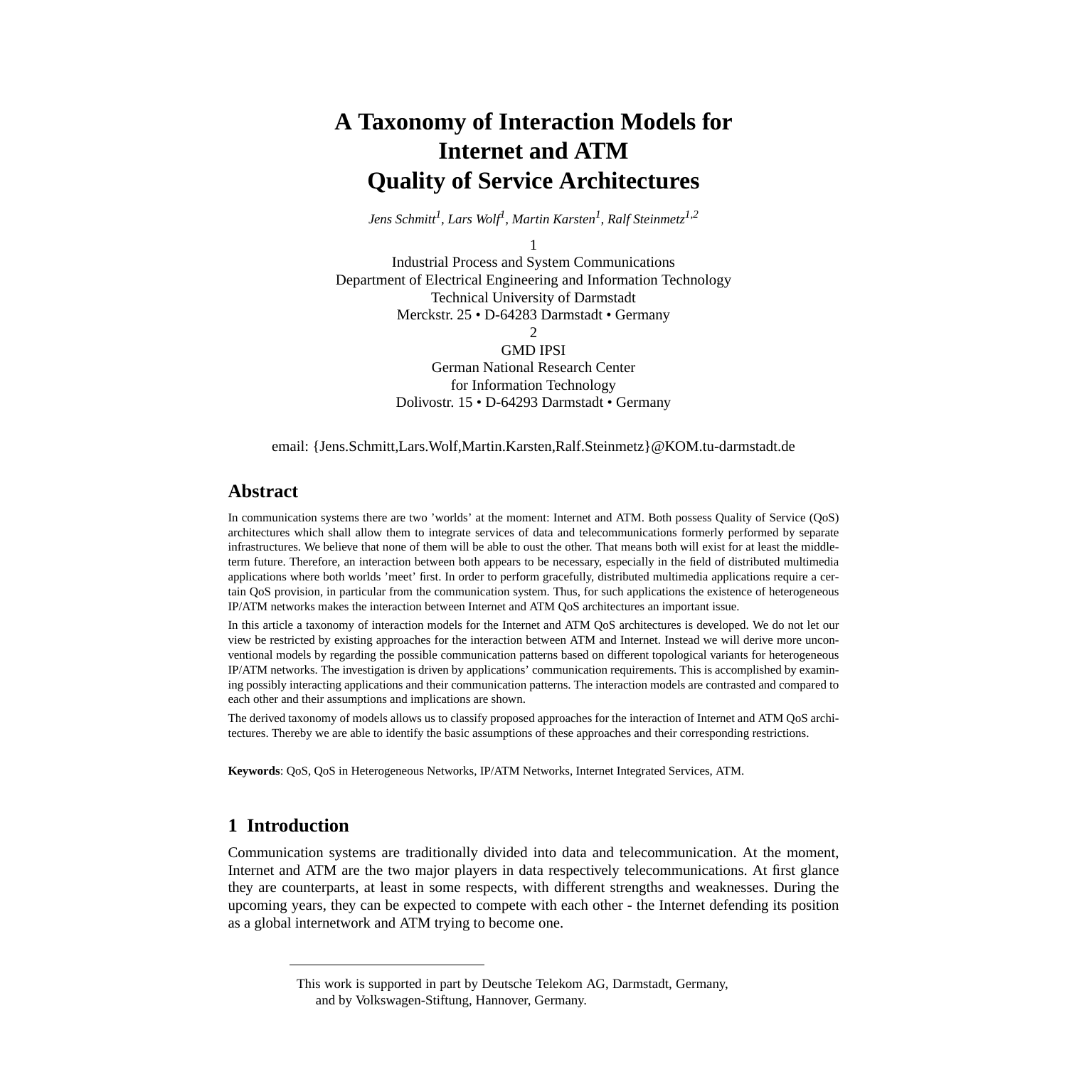# A Taxonomy of Interaction Models for Internet and ATM Quality of Service Architectures

*Jens Schmitt[1], Lars Wolf[1], Martin Karsten[1], Ralf Steinmetz[1,2]*

1
Industrial Process and System Communications
Department of Electrical Engineering and Information Technology
Technical University of Darmstadt
Merckstr. 25 • D-64283 Darmstadt • Germany
2
GMD IPSI
German National Research Center
for Information Technology
Dolivostr. 15 • D-64293 Darmstadt • Germany

email: {Jens.Schmitt,Lars.Wolf,Martin.Karsten,Ralf.Steinmetz}@KOM.tu-darmstadt.de

## Abstract

In communication systems there are two 'worlds' at the moment: Internet and ATM. Both possess Quality of Service (QoS) architectures which shall allow them to integrate services of data and telecommunications formerly performed by separate infrastructures. We believe that none of them will be able to oust the other. That means both will exist for at least the middle-term future. Therefore, an interaction between both appears to be necessary, especially in the field of distributed multimedia applications where both worlds 'meet' first. In order to perform gracefully, distributed multimedia applications require a certain QoS provision, in particular from the communication system. Thus, for such applications the existence of heterogeneous IP/ATM networks makes the interaction between Internet and ATM QoS architectures an important issue.

In this article a taxonomy of interaction models for the Internet and ATM QoS architectures is developed. We do not let our view be restricted by existing approaches for the interaction between ATM and Internet. Instead we will derive more unconventional models by regarding the possible communication patterns based on different topological variants for heterogeneous IP/ATM networks. The investigation is driven by applications' communication requirements. This is accomplished by examining possibly interacting applications and their communication patterns. The interaction models are contrasted and compared to each other and their assumptions and implications are shown.

The derived taxonomy of models allows us to classify proposed approaches for the interaction of Internet and ATM QoS architectures. Thereby we are able to identify the basic assumptions of these approaches and their corresponding restrictions.

**Keywords**: QoS, QoS in Heterogeneous Networks, IP/ATM Networks, Internet Integrated Services, ATM.

## 1 Introduction

Communication systems are traditionally divided into data and telecommunication. At the moment, Internet and ATM are the two major players in data respectively telecommunications. At first glance they are counterparts, at least in some respects, with different strengths and weaknesses. During the upcoming years, they can be expected to compete with each other - the Internet defending its position as a global internetwork and ATM trying to become one.

---

This work is supported in part by Deutsche Telekom AG, Darmstadt, Germany, and by Volkswagen-Stiftung, Hannover, Germany.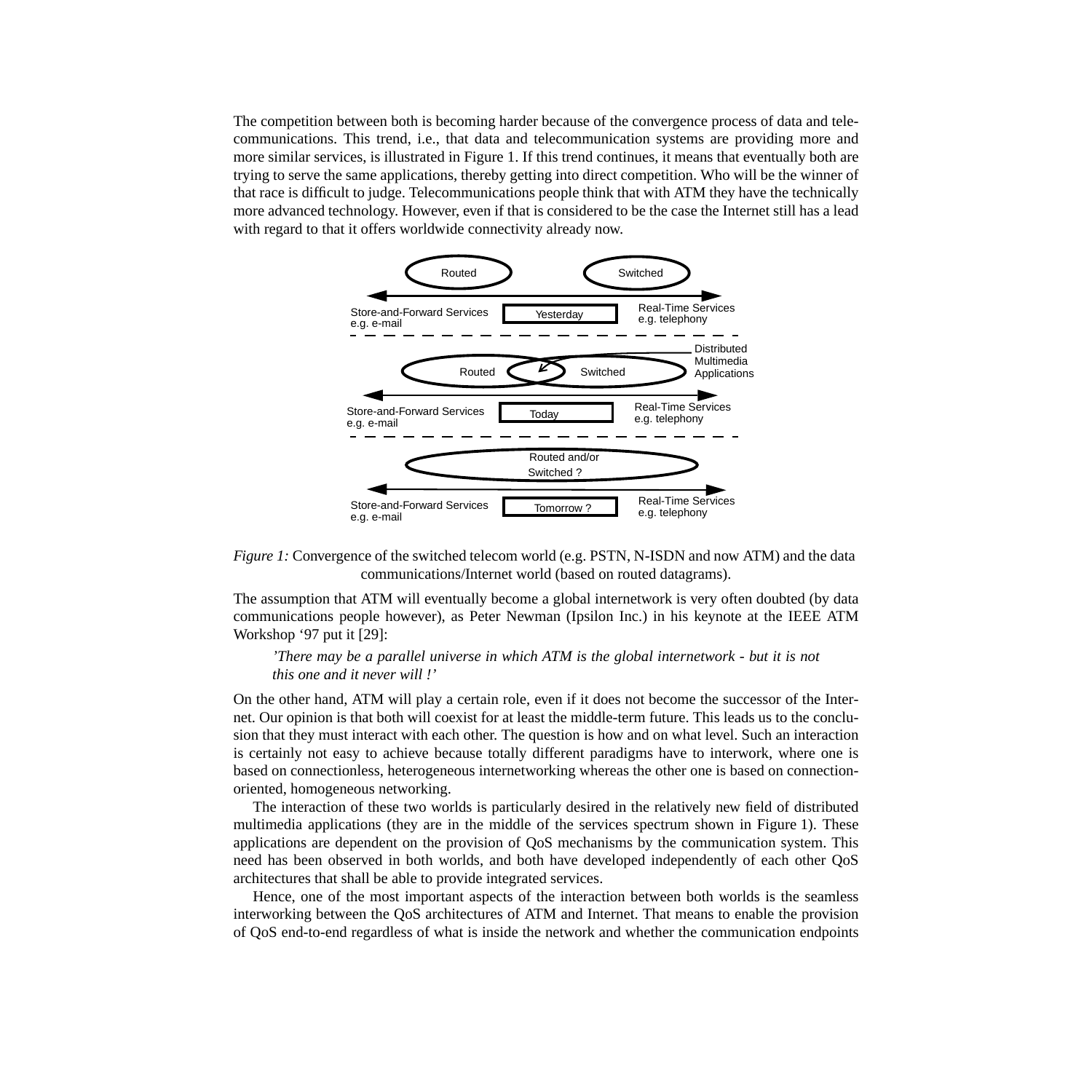The competition between both is becoming harder because of the convergence process of data and telecommunications. This trend, i.e., that data and telecommunication systems are providing more and more similar services, is illustrated in Figure 1. If this trend continues, it means that eventually both are trying to serve the same applications, thereby getting into direct competition. Who will be the winner of that race is difficult to judge. Telecommunications people think that with ATM they have the technically more advanced technology. However, even if that is considered to be the case the Internet still has a lead with regard to that it offers worldwide connectivity already now.

Routed
Switched
Store-and-Forward Services
e.g. e-mail
Yesterday
Real-Time Services
e.g. telephony

Distributed
Multimedia
Applications
Routed
Switched
Store-and-Forward Services
e.g. e-mail
Today
Real-Time Services
e.g. telephony

Routed and/or
Switched ?
Store-and-Forward Services
e.g. e-mail
Tomorrow ?
Real-Time Services
e.g. telephony

*Figure 1:* Convergence of the switched telecom world (e.g. PSTN, N-ISDN and now ATM) and the data communications/Internet world (based on routed datagrams).

The assumption that ATM will eventually become a global internetwork is very often doubted (by data communications people however), as Peter Newman (Ipsilon Inc.) in his keynote at the IEEE ATM Workshop '97 put it [29]:

> *'There may be a parallel universe in which ATM is the global internetwork - but it is not this one and it never will !'*

On the other hand, ATM will play a certain role, even if it does not become the successor of the Internet. Our opinion is that both will coexist for at least the middle-term future. This leads us to the conclusion that they must interact with each other. The question is how and on what level. Such an interaction is certainly not easy to achieve because totally different paradigms have to interwork, where one is based on connectionless, heterogeneous internetworking whereas the other one is based on connection-oriented, homogeneous networking.

The interaction of these two worlds is particularly desired in the relatively new field of distributed multimedia applications (they are in the middle of the services spectrum shown in Figure 1). These applications are dependent on the provision of QoS mechanisms by the communication system. This need has been observed in both worlds, and both have developed independently of each other QoS architectures that shall be able to provide integrated services.

Hence, one of the most important aspects of the interaction between both worlds is the seamless interworking between the QoS architectures of ATM and Internet. That means to enable the provision of QoS end-to-end regardless of what is inside the network and whether the communication endpoints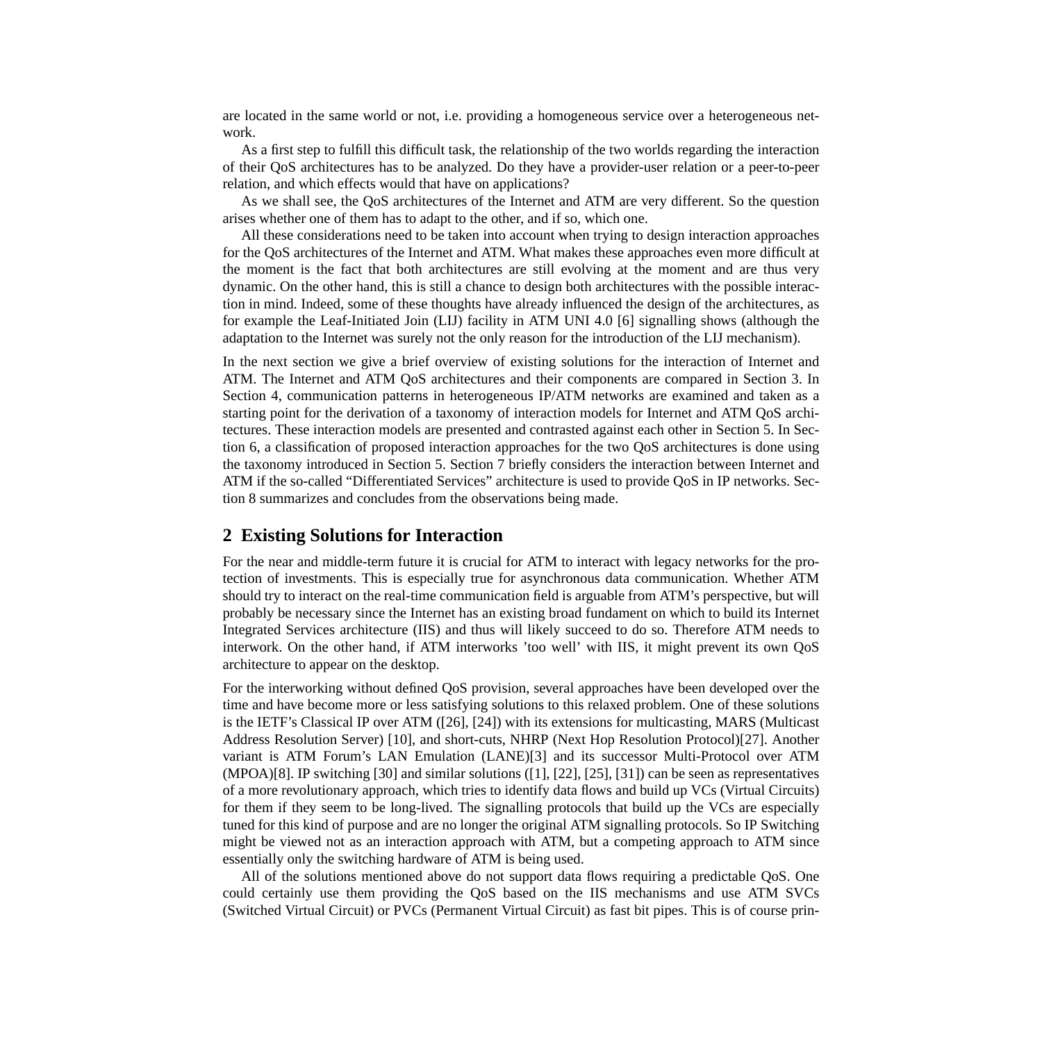are located in the same world or not, i.e. providing a homogeneous service over a heterogeneous network.

As a first step to fulfill this difficult task, the relationship of the two worlds regarding the interaction of their QoS architectures has to be analyzed. Do they have a provider-user relation or a peer-to-peer relation, and which effects would that have on applications?

As we shall see, the QoS architectures of the Internet and ATM are very different. So the question arises whether one of them has to adapt to the other, and if so, which one.

All these considerations need to be taken into account when trying to design interaction approaches for the QoS architectures of the Internet and ATM. What makes these approaches even more difficult at the moment is the fact that both architectures are still evolving at the moment and are thus very dynamic. On the other hand, this is still a chance to design both architectures with the possible interaction in mind. Indeed, some of these thoughts have already influenced the design of the architectures, as for example the Leaf-Initiated Join (LIJ) facility in ATM UNI 4.0 [6] signalling shows (although the adaptation to the Internet was surely not the only reason for the introduction of the LIJ mechanism).

In the next section we give a brief overview of existing solutions for the interaction of Internet and ATM. The Internet and ATM QoS architectures and their components are compared in Section 3. In Section 4, communication patterns in heterogeneous IP/ATM networks are examined and taken as a starting point for the derivation of a taxonomy of interaction models for Internet and ATM QoS architectures. These interaction models are presented and contrasted against each other in Section 5. In Section 6, a classification of proposed interaction approaches for the two QoS architectures is done using the taxonomy introduced in Section 5. Section 7 briefly considers the interaction between Internet and ATM if the so-called "Differentiated Services" architecture is used to provide QoS in IP networks. Section 8 summarizes and concludes from the observations being made.

## 2 Existing Solutions for Interaction

For the near and middle-term future it is crucial for ATM to interact with legacy networks for the protection of investments. This is especially true for asynchronous data communication. Whether ATM should try to interact on the real-time communication field is arguable from ATM's perspective, but will probably be necessary since the Internet has an existing broad fundament on which to build its Internet Integrated Services architecture (IIS) and thus will likely succeed to do so. Therefore ATM needs to interwork. On the other hand, if ATM interworks 'too well' with IIS, it might prevent its own QoS architecture to appear on the desktop.

For the interworking without defined QoS provision, several approaches have been developed over the time and have become more or less satisfying solutions to this relaxed problem. One of these solutions is the IETF's Classical IP over ATM ([26], [24]) with its extensions for multicasting, MARS (Multicast Address Resolution Server) [10], and short-cuts, NHRP (Next Hop Resolution Protocol)[27]. Another variant is ATM Forum's LAN Emulation (LANE)[3] and its successor Multi-Protocol over ATM (MPOA)[8]. IP switching [30] and similar solutions ([1], [22], [25], [31]) can be seen as representatives of a more revolutionary approach, which tries to identify data flows and build up VCs (Virtual Circuits) for them if they seem to be long-lived. The signalling protocols that build up the VCs are especially tuned for this kind of purpose and are no longer the original ATM signalling protocols. So IP Switching might be viewed not as an interaction approach with ATM, but a competing approach to ATM since essentially only the switching hardware of ATM is being used.

All of the solutions mentioned above do not support data flows requiring a predictable QoS. One could certainly use them providing the QoS based on the IIS mechanisms and use ATM SVCs (Switched Virtual Circuit) or PVCs (Permanent Virtual Circuit) as fast bit pipes. This is of course prin-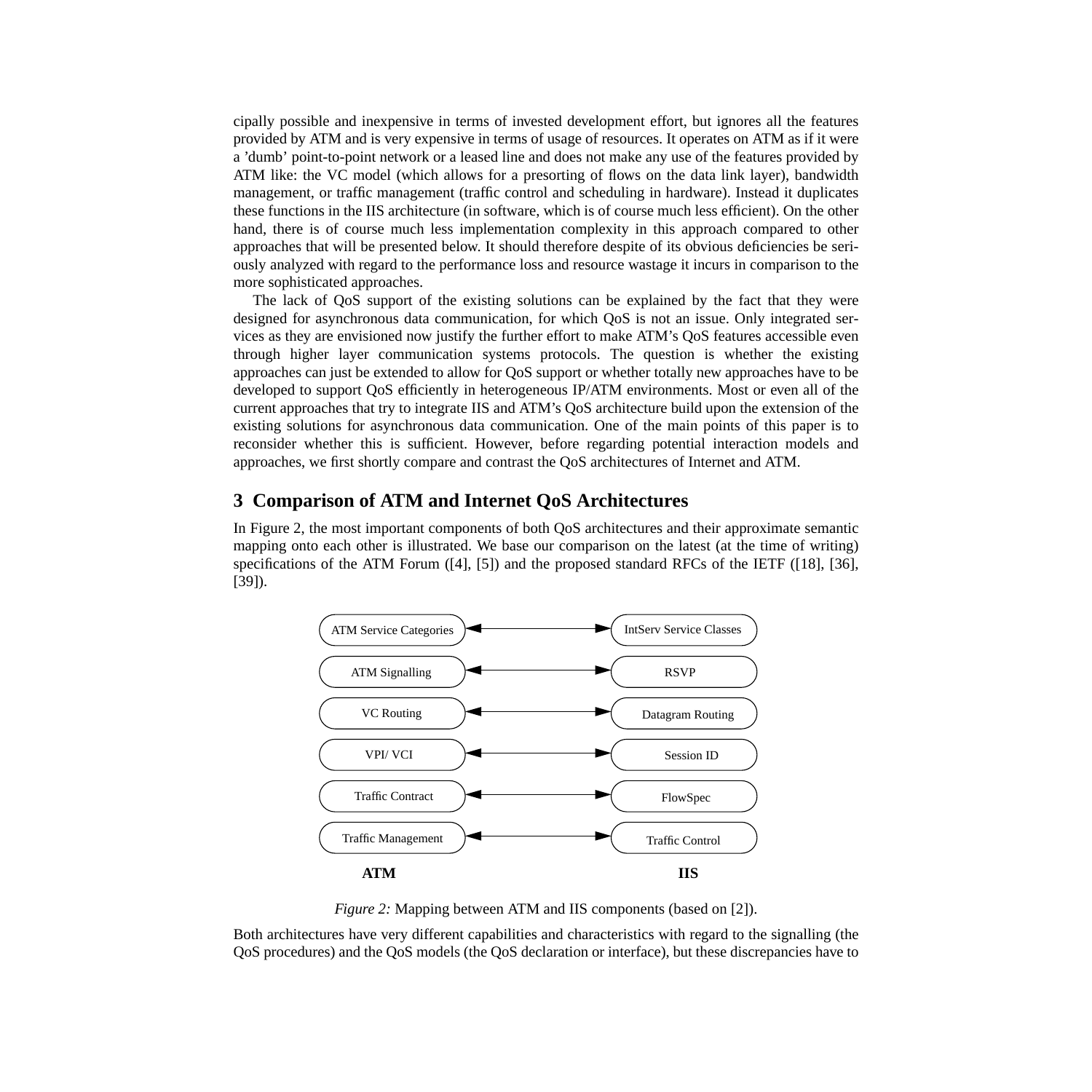cipally possible and inexpensive in terms of invested development effort, but ignores all the features provided by ATM and is very expensive in terms of usage of resources. It operates on ATM as if it were a 'dumb' point-to-point network or a leased line and does not make any use of the features provided by ATM like: the VC model (which allows for a presorting of flows on the data link layer), bandwidth management, or traffic management (traffic control and scheduling in hardware). Instead it duplicates these functions in the IIS architecture (in software, which is of course much less efficient). On the other hand, there is of course much less implementation complexity in this approach compared to other approaches that will be presented below. It should therefore despite of its obvious deficiencies be seriously analyzed with regard to the performance loss and resource wastage it incurs in comparison to the more sophisticated approaches.

The lack of QoS support of the existing solutions can be explained by the fact that they were designed for asynchronous data communication, for which QoS is not an issue. Only integrated services as they are envisioned now justify the further effort to make ATM's QoS features accessible even through higher layer communication systems protocols. The question is whether the existing approaches can just be extended to allow for QoS support or whether totally new approaches have to be developed to support QoS efficiently in heterogeneous IP/ATM environments. Most or even all of the current approaches that try to integrate IIS and ATM's QoS architecture build upon the extension of the existing solutions for asynchronous data communication. One of the main points of this paper is to reconsider whether this is sufficient. However, before regarding potential interaction models and approaches, we first shortly compare and contrast the QoS architectures of Internet and ATM.

## 3 Comparison of ATM and Internet QoS Architectures

In Figure 2, the most important components of both QoS architectures and their approximate semantic mapping onto each other is illustrated. We base our comparison on the latest (at the time of writing) specifications of the ATM Forum ([4], [5]) and the proposed standard RFCs of the IETF ([18], [36], [39]).

| ATM | | IIS |
| --- | --- | --- |
| ATM Service Categories | ⟷ | IntServ Service Classes |
| ATM Signalling | ⟷ | RSVP |
| VC Routing | ⟷ | Datagram Routing |
| VPI/ VCI | ⟷ | Session ID |
| Traffic Contract | ⟷ | FlowSpec |
| Traffic Management | ⟷ | Traffic Control |

*Figure 2:* Mapping between ATM and IIS components (based on [2]).

Both architectures have very different capabilities and characteristics with regard to the signalling (the QoS procedures) and the QoS models (the QoS declaration or interface), but these discrepancies have to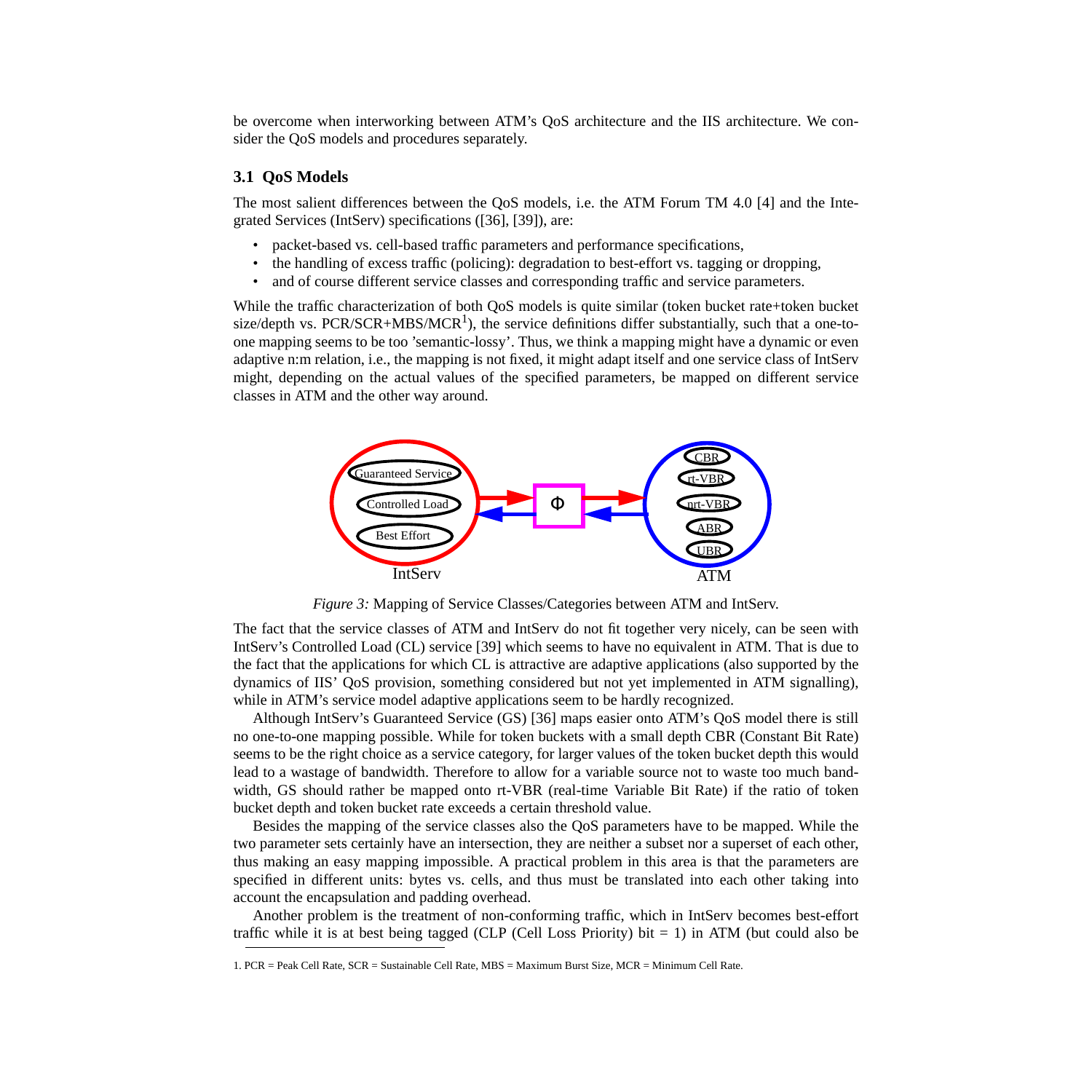be overcome when interworking between ATM's QoS architecture and the IIS architecture. We consider the QoS models and procedures separately.

### 3.1 QoS Models

The most salient differences between the QoS models, i.e. the ATM Forum TM 4.0 [4] and the Integrated Services (IntServ) specifications ([36], [39]), are:

- packet-based vs. cell-based traffic parameters and performance specifications,
- the handling of excess traffic (policing): degradation to best-effort vs. tagging or dropping,
- and of course different service classes and corresponding traffic and service parameters.

While the traffic characterization of both QoS models is quite similar (token bucket rate+token bucket size/depth vs. PCR/SCR+MBS/MCR[1]), the service definitions differ substantially, such that a one-to-one mapping seems to be too 'semantic-lossy'. Thus, we think a mapping might have a dynamic or even adaptive n:m relation, i.e., the mapping is not fixed, it might adapt itself and one service class of IntServ might, depending on the actual values of the specified parameters, be mapped on different service classes in ATM and the other way around.

*Figure 3:* Mapping of Service Classes/Categories between ATM and IntServ.

The fact that the service classes of ATM and IntServ do not fit together very nicely, can be seen with IntServ's Controlled Load (CL) service [39] which seems to have no equivalent in ATM. That is due to the fact that the applications for which CL is attractive are adaptive applications (also supported by the dynamics of IIS' QoS provision, something considered but not yet implemented in ATM signalling), while in ATM's service model adaptive applications seem to be hardly recognized.

Although IntServ's Guaranteed Service (GS) [36] maps easier onto ATM's QoS model there is still no one-to-one mapping possible. While for token buckets with a small depth CBR (Constant Bit Rate) seems to be the right choice as a service category, for larger values of the token bucket depth this would lead to a wastage of bandwidth. Therefore to allow for a variable source not to waste too much bandwidth, GS should rather be mapped onto rt-VBR (real-time Variable Bit Rate) if the ratio of token bucket depth and token bucket rate exceeds a certain threshold value.

Besides the mapping of the service classes also the QoS parameters have to be mapped. While the two parameter sets certainly have an intersection, they are neither a subset nor a superset of each other, thus making an easy mapping impossible. A practical problem in this area is that the parameters are specified in different units: bytes vs. cells, and thus must be translated into each other taking into account the encapsulation and padding overhead.

Another problem is the treatment of non-conforming traffic, which in IntServ becomes best-effort traffic while it is at best being tagged (CLP (Cell Loss Priority) bit = 1) in ATM (but could also be

1. PCR = Peak Cell Rate, SCR = Sustainable Cell Rate, MBS = Maximum Burst Size, MCR = Minimum Cell Rate.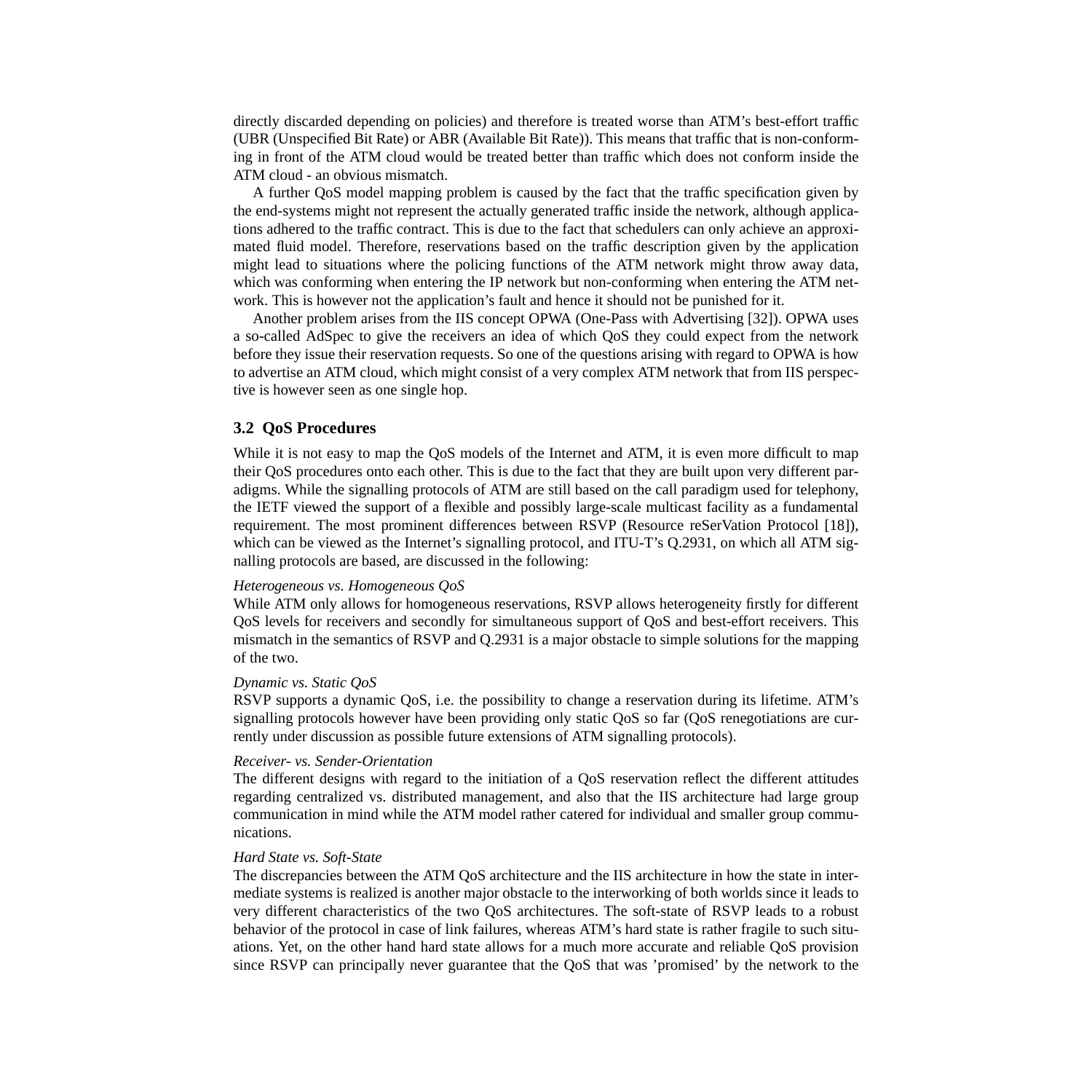directly discarded depending on policies) and therefore is treated worse than ATM's best-effort traffic (UBR (Unspecified Bit Rate) or ABR (Available Bit Rate)). This means that traffic that is non-conforming in front of the ATM cloud would be treated better than traffic which does not conform inside the ATM cloud - an obvious mismatch.

A further QoS model mapping problem is caused by the fact that the traffic specification given by the end-systems might not represent the actually generated traffic inside the network, although applications adhered to the traffic contract. This is due to the fact that schedulers can only achieve an approximated fluid model. Therefore, reservations based on the traffic description given by the application might lead to situations where the policing functions of the ATM network might throw away data, which was conforming when entering the IP network but non-conforming when entering the ATM network. This is however not the application's fault and hence it should not be punished for it.

Another problem arises from the IIS concept OPWA (One-Pass with Advertising [32]). OPWA uses a so-called AdSpec to give the receivers an idea of which QoS they could expect from the network before they issue their reservation requests. So one of the questions arising with regard to OPWA is how to advertise an ATM cloud, which might consist of a very complex ATM network that from IIS perspective is however seen as one single hop.

### 3.2 QoS Procedures

While it is not easy to map the QoS models of the Internet and ATM, it is even more difficult to map their QoS procedures onto each other. This is due to the fact that they are built upon very different paradigms. While the signalling protocols of ATM are still based on the call paradigm used for telephony, the IETF viewed the support of a flexible and possibly large-scale multicast facility as a fundamental requirement. The most prominent differences between RSVP (Resource reSerVation Protocol [18]), which can be viewed as the Internet's signalling protocol, and ITU-T's Q.2931, on which all ATM signalling protocols are based, are discussed in the following:

*Heterogeneous vs. Homogeneous QoS*
While ATM only allows for homogeneous reservations, RSVP allows heterogeneity firstly for different QoS levels for receivers and secondly for simultaneous support of QoS and best-effort receivers. This mismatch in the semantics of RSVP and Q.2931 is a major obstacle to simple solutions for the mapping of the two.

*Dynamic vs. Static QoS*
RSVP supports a dynamic QoS, i.e. the possibility to change a reservation during its lifetime. ATM's signalling protocols however have been providing only static QoS so far (QoS renegotiations are currently under discussion as possible future extensions of ATM signalling protocols).

*Receiver- vs. Sender-Orientation*
The different designs with regard to the initiation of a QoS reservation reflect the different attitudes regarding centralized vs. distributed management, and also that the IIS architecture had large group communication in mind while the ATM model rather catered for individual and smaller group communications.

*Hard State vs. Soft-State*
The discrepancies between the ATM QoS architecture and the IIS architecture in how the state in intermediate systems is realized is another major obstacle to the interworking of both worlds since it leads to very different characteristics of the two QoS architectures. The soft-state of RSVP leads to a robust behavior of the protocol in case of link failures, whereas ATM's hard state is rather fragile to such situations. Yet, on the other hand hard state allows for a much more accurate and reliable QoS provision since RSVP can principally never guarantee that the QoS that was 'promised' by the network to the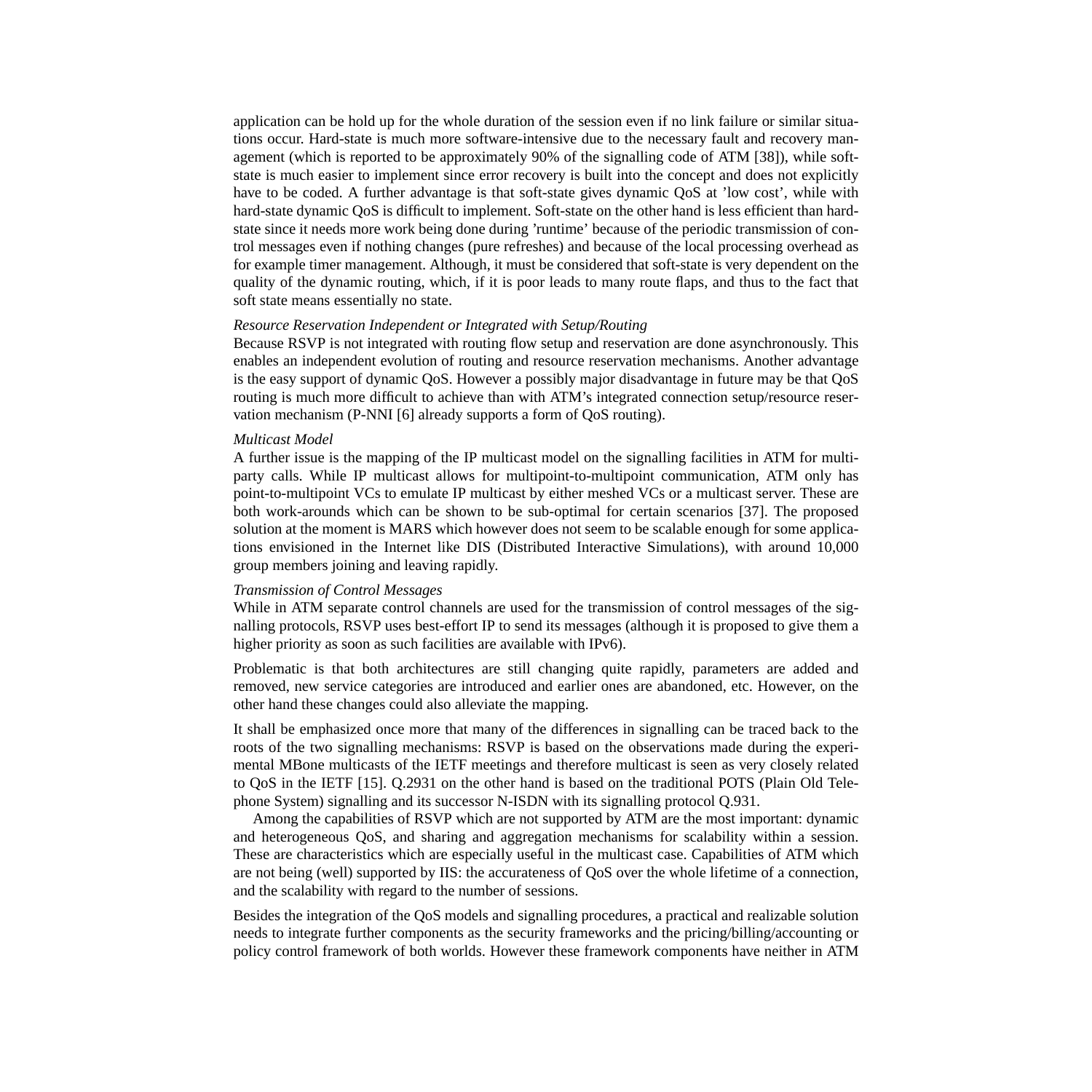application can be hold up for the whole duration of the session even if no link failure or similar situations occur. Hard-state is much more software-intensive due to the necessary fault and recovery management (which is reported to be approximately 90% of the signalling code of ATM [38]), while soft-state is much easier to implement since error recovery is built into the concept and does not explicitly have to be coded. A further advantage is that soft-state gives dynamic QoS at 'low cost', while with hard-state dynamic QoS is difficult to implement. Soft-state on the other hand is less efficient than hard-state since it needs more work being done during 'runtime' because of the periodic transmission of control messages even if nothing changes (pure refreshes) and because of the local processing overhead as for example timer management. Although, it must be considered that soft-state is very dependent on the quality of the dynamic routing, which, if it is poor leads to many route flaps, and thus to the fact that soft state means essentially no state.

*Resource Reservation Independent or Integrated with Setup/Routing*

Because RSVP is not integrated with routing flow setup and reservation are done asynchronously. This enables an independent evolution of routing and resource reservation mechanisms. Another advantage is the easy support of dynamic QoS. However a possibly major disadvantage in future may be that QoS routing is much more difficult to achieve than with ATM's integrated connection setup/resource reservation mechanism (P-NNI [6] already supports a form of QoS routing).

*Multicast Model*

A further issue is the mapping of the IP multicast model on the signalling facilities in ATM for multi-party calls. While IP multicast allows for multipoint-to-multipoint communication, ATM only has point-to-multipoint VCs to emulate IP multicast by either meshed VCs or a multicast server. These are both work-arounds which can be shown to be sub-optimal for certain scenarios [37]. The proposed solution at the moment is MARS which however does not seem to be scalable enough for some applications envisioned in the Internet like DIS (Distributed Interactive Simulations), with around 10,000 group members joining and leaving rapidly.

*Transmission of Control Messages*

While in ATM separate control channels are used for the transmission of control messages of the signalling protocols, RSVP uses best-effort IP to send its messages (although it is proposed to give them a higher priority as soon as such facilities are available with IPv6).

Problematic is that both architectures are still changing quite rapidly, parameters are added and removed, new service categories are introduced and earlier ones are abandoned, etc. However, on the other hand these changes could also alleviate the mapping.

It shall be emphasized once more that many of the differences in signalling can be traced back to the roots of the two signalling mechanisms: RSVP is based on the observations made during the experimental MBone multicasts of the IETF meetings and therefore multicast is seen as very closely related to QoS in the IETF [15]. Q.2931 on the other hand is based on the traditional POTS (Plain Old Telephone System) signalling and its successor N-ISDN with its signalling protocol Q.931.

Among the capabilities of RSVP which are not supported by ATM are the most important: dynamic and heterogeneous QoS, and sharing and aggregation mechanisms for scalability within a session. These are characteristics which are especially useful in the multicast case. Capabilities of ATM which are not being (well) supported by IIS: the accurateness of QoS over the whole lifetime of a connection, and the scalability with regard to the number of sessions.

Besides the integration of the QoS models and signalling procedures, a practical and realizable solution needs to integrate further components as the security frameworks and the pricing/billing/accounting or policy control framework of both worlds. However these framework components have neither in ATM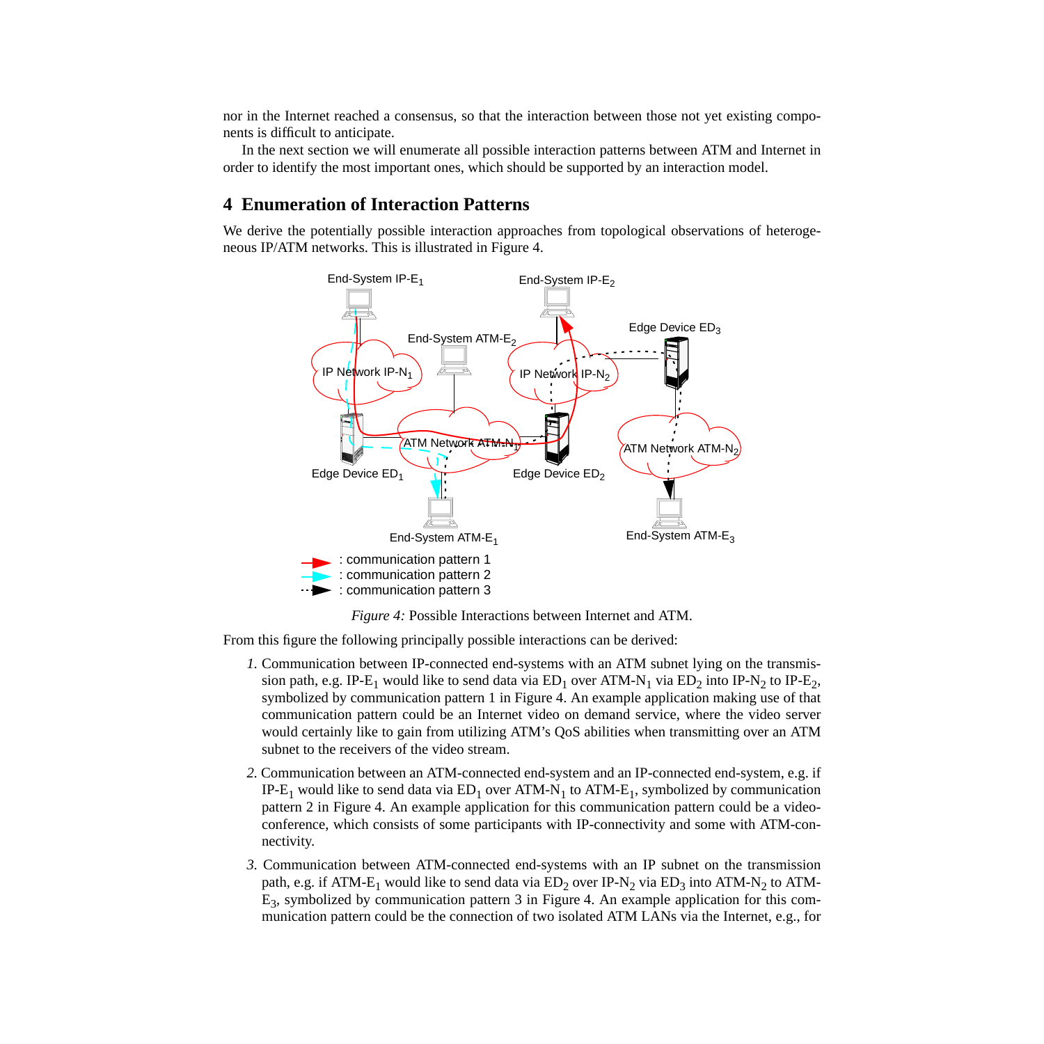nor in the Internet reached a consensus, so that the interaction between those not yet existing components is difficult to anticipate.

In the next section we will enumerate all possible interaction patterns between ATM and Internet in order to identify the most important ones, which should be supported by an interaction model.

## 4 Enumeration of Interaction Patterns

We derive the potentially possible interaction approaches from topological observations of heterogeneous IP/ATM networks. This is illustrated in Figure 4.

*Figure 4:* Possible Interactions between Internet and ATM.

From this figure the following principally possible interactions can be derived:

1. Communication between IP-connected end-systems with an ATM subnet lying on the transmission path, e.g. IP-$E_1$ would like to send data via $ED_1$ over ATM-$N_1$ via $ED_2$ into IP-$N_2$ to IP-$E_2$, symbolized by communication pattern 1 in Figure 4. An example application making use of that communication pattern could be an Internet video on demand service, where the video server would certainly like to gain from utilizing ATM's QoS abilities when transmitting over an ATM subnet to the receivers of the video stream.

2. Communication between an ATM-connected end-system and an IP-connected end-system, e.g. if IP-$E_1$ would like to send data via $ED_1$ over ATM-$N_1$ to ATM-$E_1$, symbolized by communication pattern 2 in Figure 4. An example application for this communication pattern could be a videoconference, which consists of some participants with IP-connectivity and some with ATM-connectivity.

3. Communication between ATM-connected end-systems with an IP subnet on the transmission path, e.g. if ATM-$E_1$ would like to send data via $ED_2$ over IP-$N_2$ via $ED_3$ into ATM-$N_2$ to ATM-$E_3$, symbolized by communication pattern 3 in Figure 4. An example application for this communication pattern could be the connection of two isolated ATM LANs via the Internet, e.g., for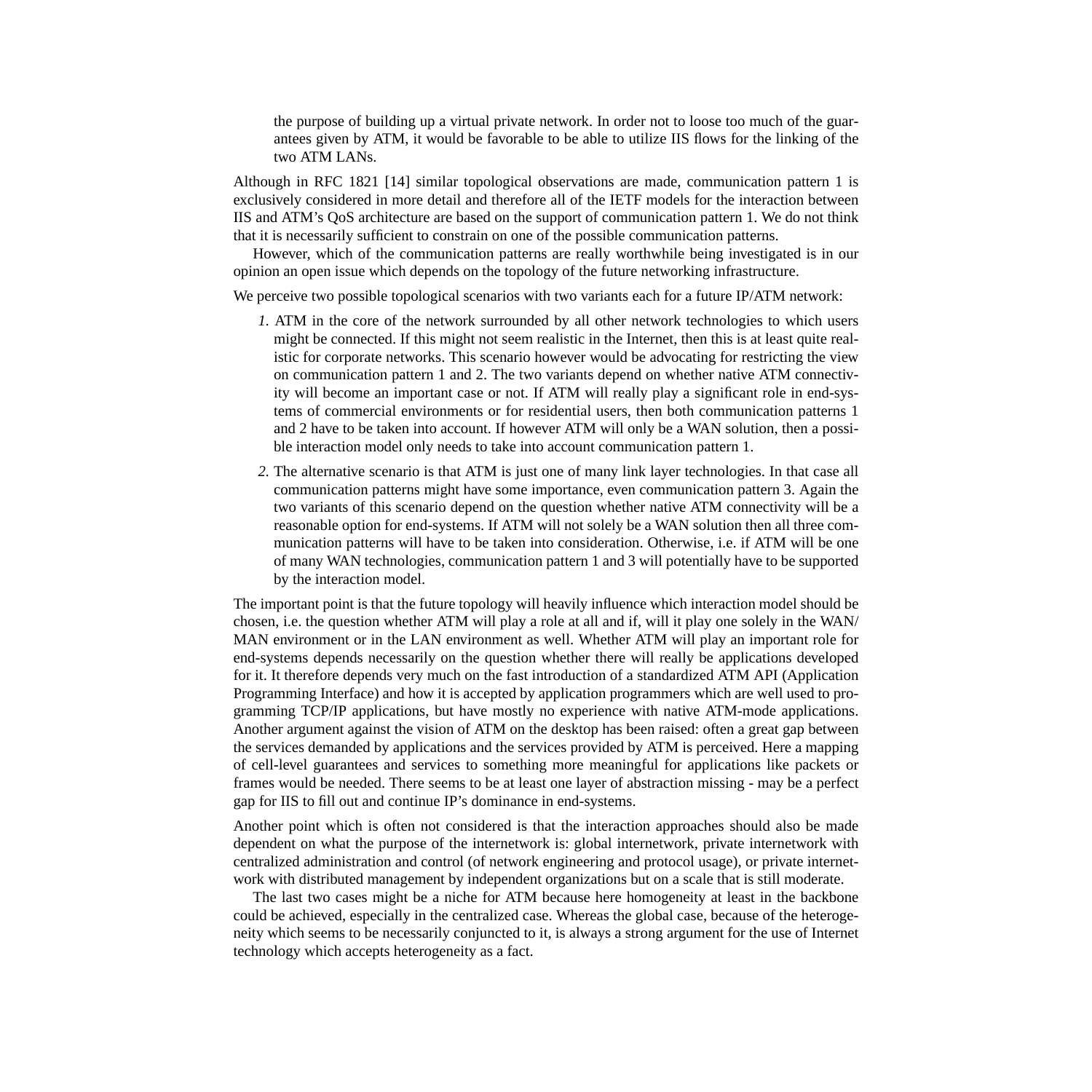the purpose of building up a virtual private network. In order not to loose too much of the guarantees given by ATM, it would be favorable to be able to utilize IIS flows for the linking of the two ATM LANs.

Although in RFC 1821 [14] similar topological observations are made, communication pattern 1 is exclusively considered in more detail and therefore all of the IETF models for the interaction between IIS and ATM's QoS architecture are based on the support of communication pattern 1. We do not think that it is necessarily sufficient to constrain on one of the possible communication patterns.

However, which of the communication patterns are really worthwhile being investigated is in our opinion an open issue which depends on the topology of the future networking infrastructure.

We perceive two possible topological scenarios with two variants each for a future IP/ATM network:

1. ATM in the core of the network surrounded by all other network technologies to which users might be connected. If this might not seem realistic in the Internet, then this is at least quite realistic for corporate networks. This scenario however would be advocating for restricting the view on communication pattern 1 and 2. The two variants depend on whether native ATM connectivity will become an important case or not. If ATM will really play a significant role in end-systems of commercial environments or for residential users, then both communication patterns 1 and 2 have to be taken into account. If however ATM will only be a WAN solution, then a possible interaction model only needs to take into account communication pattern 1.
2. The alternative scenario is that ATM is just one of many link layer technologies. In that case all communication patterns might have some importance, even communication pattern 3. Again the two variants of this scenario depend on the question whether native ATM connectivity will be a reasonable option for end-systems. If ATM will not solely be a WAN solution then all three communication patterns will have to be taken into consideration. Otherwise, i.e. if ATM will be one of many WAN technologies, communication pattern 1 and 3 will potentially have to be supported by the interaction model.

The important point is that the future topology will heavily influence which interaction model should be chosen, i.e. the question whether ATM will play a role at all and if, will it play one solely in the WAN/MAN environment or in the LAN environment as well. Whether ATM will play an important role for end-systems depends necessarily on the question whether there will really be applications developed for it. It therefore depends very much on the fast introduction of a standardized ATM API (Application Programming Interface) and how it is accepted by application programmers which are well used to programming TCP/IP applications, but have mostly no experience with native ATM-mode applications. Another argument against the vision of ATM on the desktop has been raised: often a great gap between the services demanded by applications and the services provided by ATM is perceived. Here a mapping of cell-level guarantees and services to something more meaningful for applications like packets or frames would be needed. There seems to be at least one layer of abstraction missing - may be a perfect gap for IIS to fill out and continue IP's dominance in end-systems.

Another point which is often not considered is that the interaction approaches should also be made dependent on what the purpose of the internetwork is: global internetwork, private internetwork with centralized administration and control (of network engineering and protocol usage), or private internetwork with distributed management by independent organizations but on a scale that is still moderate.

The last two cases might be a niche for ATM because here homogeneity at least in the backbone could be achieved, especially in the centralized case. Whereas the global case, because of the heterogeneity which seems to be necessarily conjuncted to it, is always a strong argument for the use of Internet technology which accepts heterogeneity as a fact.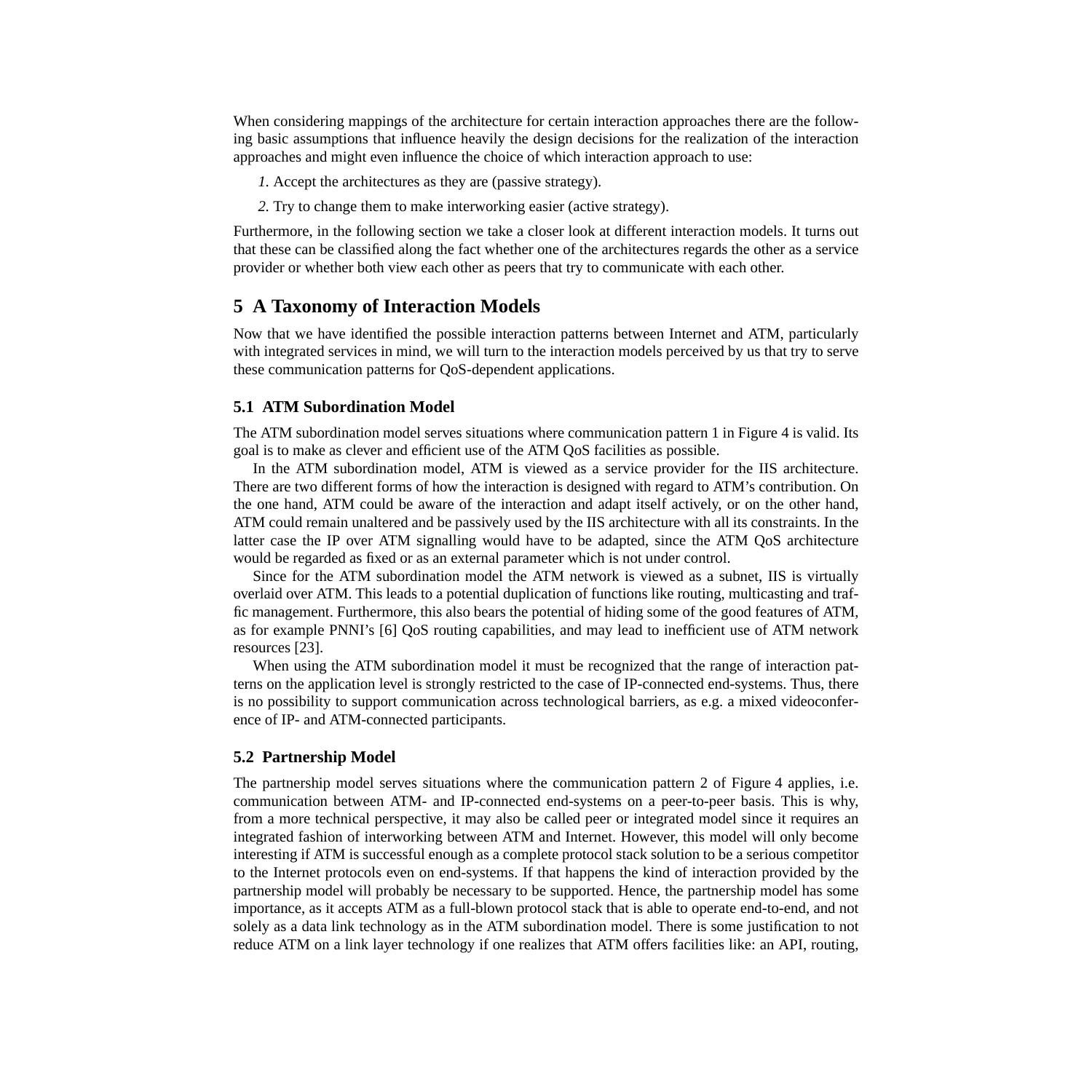When considering mappings of the architecture for certain interaction approaches there are the following basic assumptions that influence heavily the design decisions for the realization of the interaction approaches and might even influence the choice of which interaction approach to use:

1. Accept the architectures as they are (passive strategy).
2. Try to change them to make interworking easier (active strategy).

Furthermore, in the following section we take a closer look at different interaction models. It turns out that these can be classified along the fact whether one of the architectures regards the other as a service provider or whether both view each other as peers that try to communicate with each other.

## 5 A Taxonomy of Interaction Models

Now that we have identified the possible interaction patterns between Internet and ATM, particularly with integrated services in mind, we will turn to the interaction models perceived by us that try to serve these communication patterns for QoS-dependent applications.

### 5.1 ATM Subordination Model

The ATM subordination model serves situations where communication pattern 1 in Figure 4 is valid. Its goal is to make as clever and efficient use of the ATM QoS facilities as possible.

In the ATM subordination model, ATM is viewed as a service provider for the IIS architecture. There are two different forms of how the interaction is designed with regard to ATM's contribution. On the one hand, ATM could be aware of the interaction and adapt itself actively, or on the other hand, ATM could remain unaltered and be passively used by the IIS architecture with all its constraints. In the latter case the IP over ATM signalling would have to be adapted, since the ATM QoS architecture would be regarded as fixed or as an external parameter which is not under control.

Since for the ATM subordination model the ATM network is viewed as a subnet, IIS is virtually overlaid over ATM. This leads to a potential duplication of functions like routing, multicasting and traffic management. Furthermore, this also bears the potential of hiding some of the good features of ATM, as for example PNNI's [6] QoS routing capabilities, and may lead to inefficient use of ATM network resources [23].

When using the ATM subordination model it must be recognized that the range of interaction patterns on the application level is strongly restricted to the case of IP-connected end-systems. Thus, there is no possibility to support communication across technological barriers, as e.g. a mixed videoconference of IP- and ATM-connected participants.

### 5.2 Partnership Model

The partnership model serves situations where the communication pattern 2 of Figure 4 applies, i.e. communication between ATM- and IP-connected end-systems on a peer-to-peer basis. This is why, from a more technical perspective, it may also be called peer or integrated model since it requires an integrated fashion of interworking between ATM and Internet. However, this model will only become interesting if ATM is successful enough as a complete protocol stack solution to be a serious competitor to the Internet protocols even on end-systems. If that happens the kind of interaction provided by the partnership model will probably be necessary to be supported. Hence, the partnership model has some importance, as it accepts ATM as a full-blown protocol stack that is able to operate end-to-end, and not solely as a data link technology as in the ATM subordination model. There is some justification to not reduce ATM on a link layer technology if one realizes that ATM offers facilities like: an API, routing,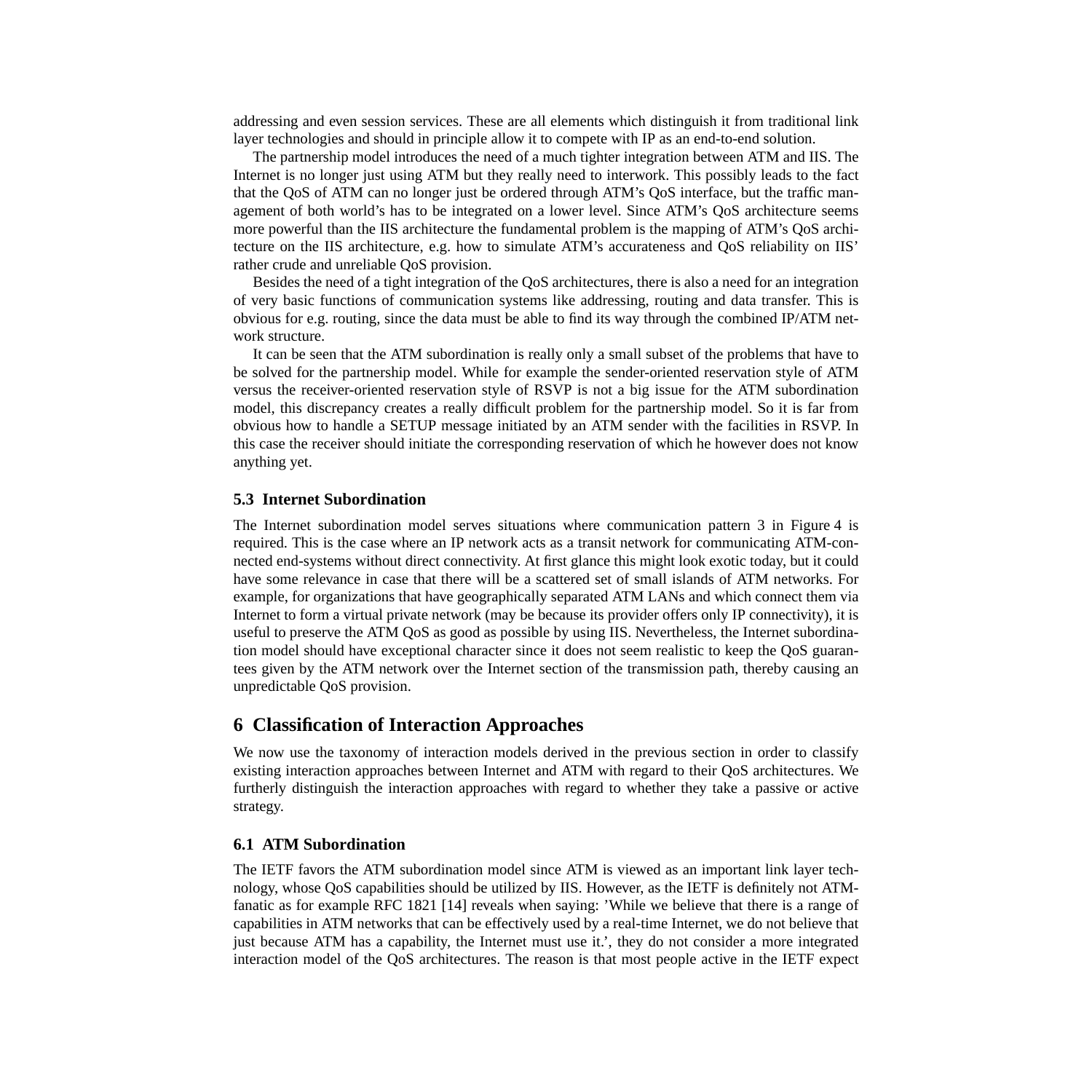addressing and even session services. These are all elements which distinguish it from traditional link layer technologies and should in principle allow it to compete with IP as an end-to-end solution.

The partnership model introduces the need of a much tighter integration between ATM and IIS. The Internet is no longer just using ATM but they really need to interwork. This possibly leads to the fact that the QoS of ATM can no longer just be ordered through ATM's QoS interface, but the traffic management of both world's has to be integrated on a lower level. Since ATM's QoS architecture seems more powerful than the IIS architecture the fundamental problem is the mapping of ATM's QoS architecture on the IIS architecture, e.g. how to simulate ATM's accurateness and QoS reliability on IIS' rather crude and unreliable QoS provision.

Besides the need of a tight integration of the QoS architectures, there is also a need for an integration of very basic functions of communication systems like addressing, routing and data transfer. This is obvious for e.g. routing, since the data must be able to find its way through the combined IP/ATM network structure.

It can be seen that the ATM subordination is really only a small subset of the problems that have to be solved for the partnership model. While for example the sender-oriented reservation style of ATM versus the receiver-oriented reservation style of RSVP is not a big issue for the ATM subordination model, this discrepancy creates a really difficult problem for the partnership model. So it is far from obvious how to handle a SETUP message initiated by an ATM sender with the facilities in RSVP. In this case the receiver should initiate the corresponding reservation of which he however does not know anything yet.

### 5.3 Internet Subordination

The Internet subordination model serves situations where communication pattern 3 in Figure 4 is required. This is the case where an IP network acts as a transit network for communicating ATM-connected end-systems without direct connectivity. At first glance this might look exotic today, but it could have some relevance in case that there will be a scattered set of small islands of ATM networks. For example, for organizations that have geographically separated ATM LANs and which connect them via Internet to form a virtual private network (may be because its provider offers only IP connectivity), it is useful to preserve the ATM QoS as good as possible by using IIS. Nevertheless, the Internet subordination model should have exceptional character since it does not seem realistic to keep the QoS guarantees given by the ATM network over the Internet section of the transmission path, thereby causing an unpredictable QoS provision.

## 6 Classification of Interaction Approaches

We now use the taxonomy of interaction models derived in the previous section in order to classify existing interaction approaches between Internet and ATM with regard to their QoS architectures. We furtherly distinguish the interaction approaches with regard to whether they take a passive or active strategy.

### 6.1 ATM Subordination

The IETF favors the ATM subordination model since ATM is viewed as an important link layer technology, whose QoS capabilities should be utilized by IIS. However, as the IETF is definitely not ATM-fanatic as for example RFC 1821 [14] reveals when saying: 'While we believe that there is a range of capabilities in ATM networks that can be effectively used by a real-time Internet, we do not believe that just because ATM has a capability, the Internet must use it.', they do not consider a more integrated interaction model of the QoS architectures. The reason is that most people active in the IETF expect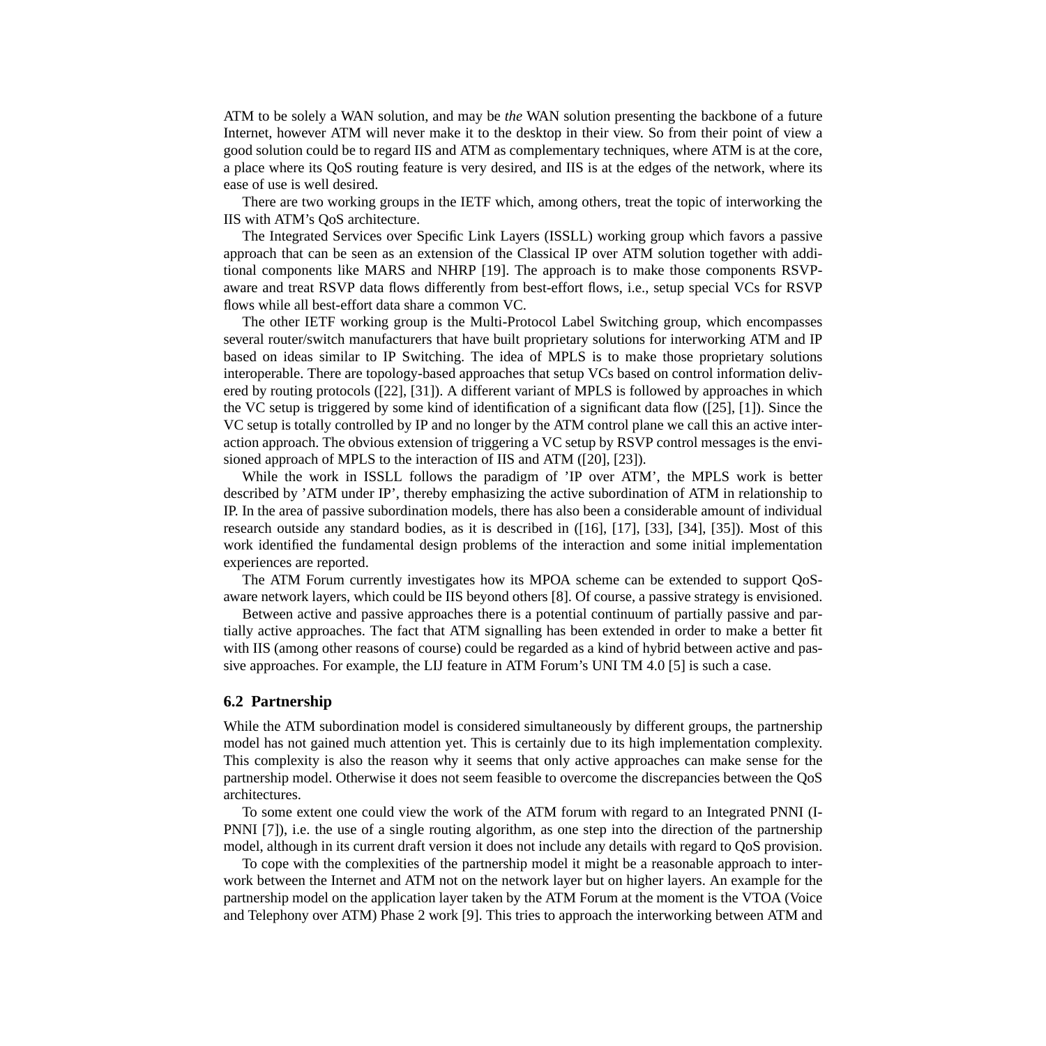ATM to be solely a WAN solution, and may be *the* WAN solution presenting the backbone of a future Internet, however ATM will never make it to the desktop in their view. So from their point of view a good solution could be to regard IIS and ATM as complementary techniques, where ATM is at the core, a place where its QoS routing feature is very desired, and IIS is at the edges of the network, where its ease of use is well desired.

There are two working groups in the IETF which, among others, treat the topic of interworking the IIS with ATM's QoS architecture.

The Integrated Services over Specific Link Layers (ISSLL) working group which favors a passive approach that can be seen as an extension of the Classical IP over ATM solution together with additional components like MARS and NHRP [19]. The approach is to make those components RSVP-aware and treat RSVP data flows differently from best-effort flows, i.e., setup special VCs for RSVP flows while all best-effort data share a common VC.

The other IETF working group is the Multi-Protocol Label Switching group, which encompasses several router/switch manufacturers that have built proprietary solutions for interworking ATM and IP based on ideas similar to IP Switching. The idea of MPLS is to make those proprietary solutions interoperable. There are topology-based approaches that setup VCs based on control information delivered by routing protocols ([22], [31]). A different variant of MPLS is followed by approaches in which the VC setup is triggered by some kind of identification of a significant data flow ([25], [1]). Since the VC setup is totally controlled by IP and no longer by the ATM control plane we call this an active interaction approach. The obvious extension of triggering a VC setup by RSVP control messages is the envisioned approach of MPLS to the interaction of IIS and ATM ([20], [23]).

While the work in ISSLL follows the paradigm of 'IP over ATM', the MPLS work is better described by 'ATM under IP', thereby emphasizing the active subordination of ATM in relationship to IP. In the area of passive subordination models, there has also been a considerable amount of individual research outside any standard bodies, as it is described in ([16], [17], [33], [34], [35]). Most of this work identified the fundamental design problems of the interaction and some initial implementation experiences are reported.

The ATM Forum currently investigates how its MPOA scheme can be extended to support QoS-aware network layers, which could be IIS beyond others [8]. Of course, a passive strategy is envisioned.

Between active and passive approaches there is a potential continuum of partially passive and partially active approaches. The fact that ATM signalling has been extended in order to make a better fit with IIS (among other reasons of course) could be regarded as a kind of hybrid between active and passive approaches. For example, the LIJ feature in ATM Forum's UNI TM 4.0 [5] is such a case.

### 6.2 Partnership

While the ATM subordination model is considered simultaneously by different groups, the partnership model has not gained much attention yet. This is certainly due to its high implementation complexity. This complexity is also the reason why it seems that only active approaches can make sense for the partnership model. Otherwise it does not seem feasible to overcome the discrepancies between the QoS architectures.

To some extent one could view the work of the ATM forum with regard to an Integrated PNNI (I-PNNI [7]), i.e. the use of a single routing algorithm, as one step into the direction of the partnership model, although in its current draft version it does not include any details with regard to QoS provision.

To cope with the complexities of the partnership model it might be a reasonable approach to interwork between the Internet and ATM not on the network layer but on higher layers. An example for the partnership model on the application layer taken by the ATM Forum at the moment is the VTOA (Voice and Telephony over ATM) Phase 2 work [9]. This tries to approach the interworking between ATM and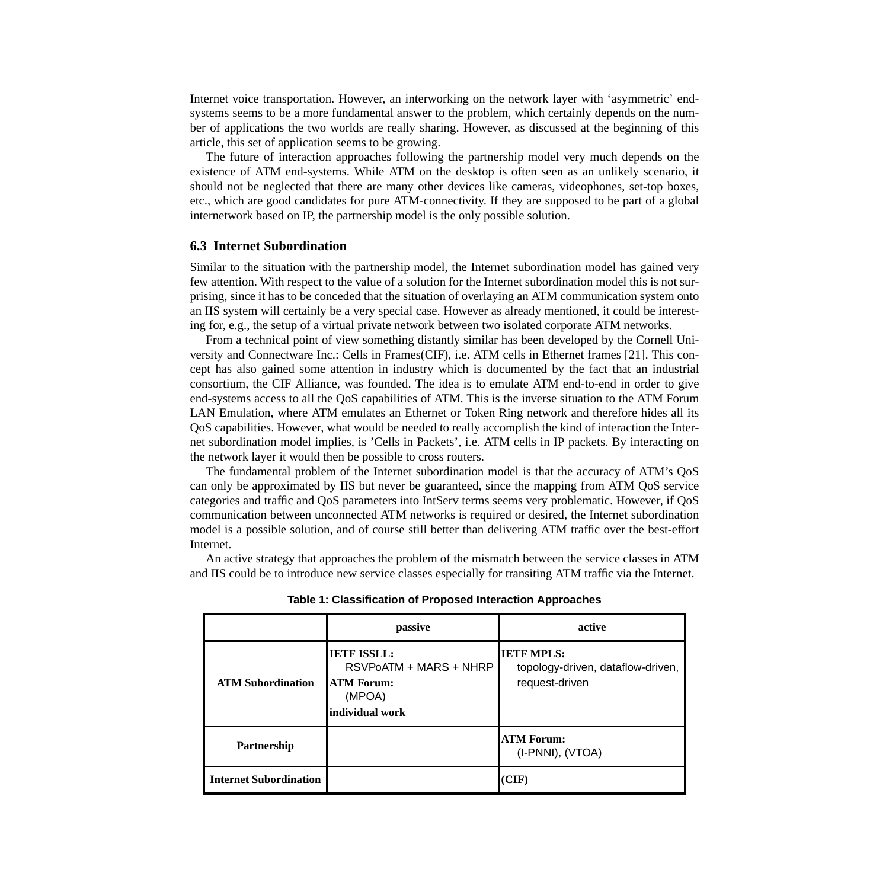Internet voice transportation. However, an interworking on the network layer with 'asymmetric' end-systems seems to be a more fundamental answer to the problem, which certainly depends on the number of applications the two worlds are really sharing. However, as discussed at the beginning of this article, this set of application seems to be growing.

The future of interaction approaches following the partnership model very much depends on the existence of ATM end-systems. While ATM on the desktop is often seen as an unlikely scenario, it should not be neglected that there are many other devices like cameras, videophones, set-top boxes, etc., which are good candidates for pure ATM-connectivity. If they are supposed to be part of a global internetwork based on IP, the partnership model is the only possible solution.

### 6.3 Internet Subordination

Similar to the situation with the partnership model, the Internet subordination model has gained very few attention. With respect to the value of a solution for the Internet subordination model this is not surprising, since it has to be conceded that the situation of overlaying an ATM communication system onto an IIS system will certainly be a very special case. However as already mentioned, it could be interesting for, e.g., the setup of a virtual private network between two isolated corporate ATM networks.

From a technical point of view something distantly similar has been developed by the Cornell University and Connectware Inc.: Cells in Frames(CIF), i.e. ATM cells in Ethernet frames [21]. This concept has also gained some attention in industry which is documented by the fact that an industrial consortium, the CIF Alliance, was founded. The idea is to emulate ATM end-to-end in order to give end-systems access to all the QoS capabilities of ATM. This is the inverse situation to the ATM Forum LAN Emulation, where ATM emulates an Ethernet or Token Ring network and therefore hides all its QoS capabilities. However, what would be needed to really accomplish the kind of interaction the Internet subordination model implies, is 'Cells in Packets', i.e. ATM cells in IP packets. By interacting on the network layer it would then be possible to cross routers.

The fundamental problem of the Internet subordination model is that the accuracy of ATM's QoS can only be approximated by IIS but never be guaranteed, since the mapping from ATM QoS service categories and traffic and QoS parameters into IntServ terms seems very problematic. However, if QoS communication between unconnected ATM networks is required or desired, the Internet subordination model is a possible solution, and of course still better than delivering ATM traffic over the best-effort Internet.

An active strategy that approaches the problem of the mismatch between the service classes in ATM and IIS could be to introduce new service classes especially for transiting ATM traffic via the Internet.

**Table 1: Classification of Proposed Interaction Approaches**

| | passive | active |
|---|---|---|
| **ATM Subordination** | **IETF ISSLL:** RSVPoATM + MARS + NHRP<br>**ATM Forum:** (MPOA)<br>**individual work** | **IETF MPLS:** topology-driven, dataflow-driven, request-driven |
| **Partnership** | | **ATM Forum:** (I-PNNI), (VTOA) |
| **Internet Subordination** | | **(CIF)** |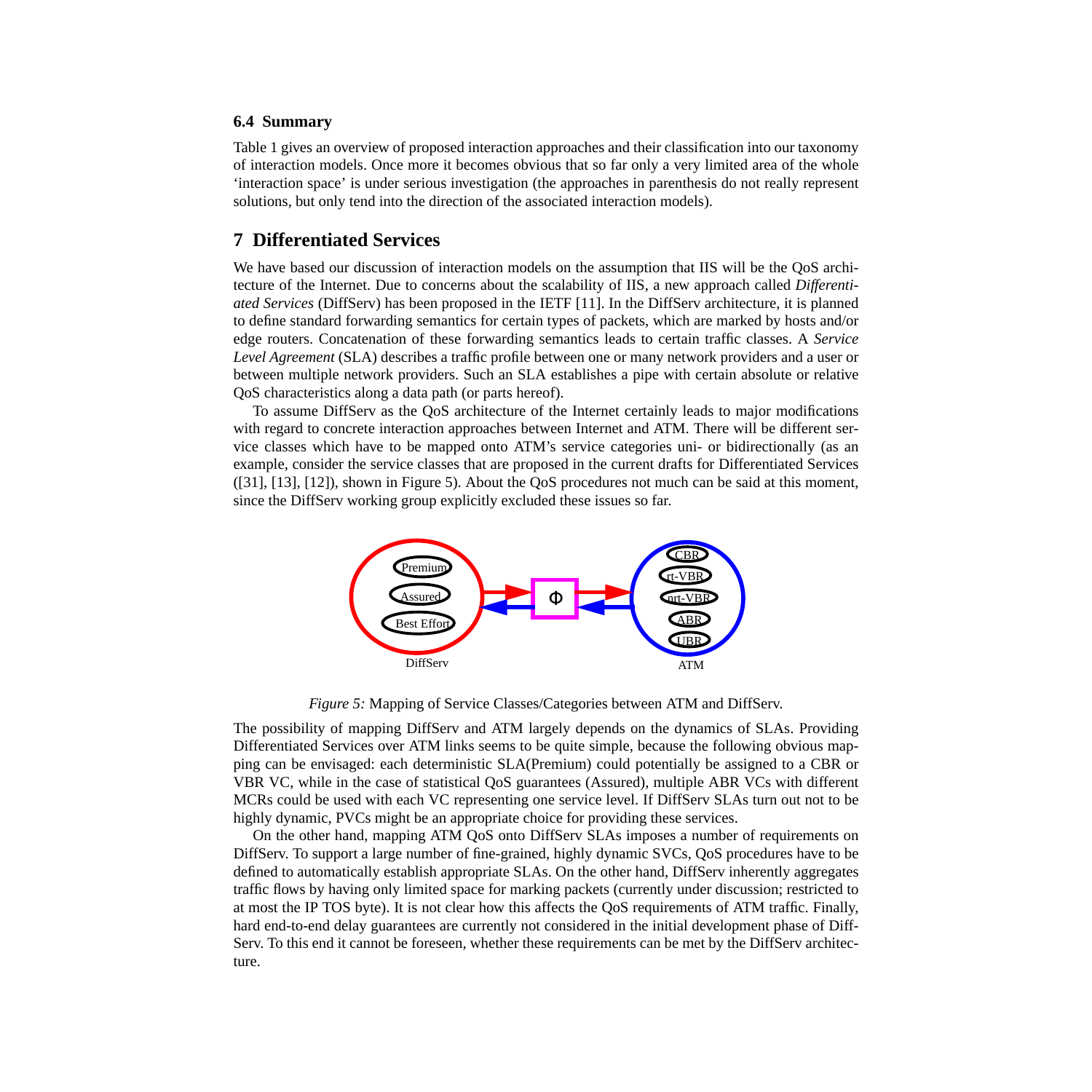### 6.4 Summary

Table 1 gives an overview of proposed interaction approaches and their classification into our taxonomy of interaction models. Once more it becomes obvious that so far only a very limited area of the whole 'interaction space' is under serious investigation (the approaches in parenthesis do not really represent solutions, but only tend into the direction of the associated interaction models).

## 7 Differentiated Services

We have based our discussion of interaction models on the assumption that IIS will be the QoS architecture of the Internet. Due to concerns about the scalability of IIS, a new approach called *Differentiated Services* (DiffServ) has been proposed in the IETF [11]. In the DiffServ architecture, it is planned to define standard forwarding semantics for certain types of packets, which are marked by hosts and/or edge routers. Concatenation of these forwarding semantics leads to certain traffic classes. A *Service Level Agreement* (SLA) describes a traffic profile between one or many network providers and a user or between multiple network providers. Such an SLA establishes a pipe with certain absolute or relative QoS characteristics along a data path (or parts hereof).

To assume DiffServ as the QoS architecture of the Internet certainly leads to major modifications with regard to concrete interaction approaches between Internet and ATM. There will be different service classes which have to be mapped onto ATM's service categories uni- or bidirectionally (as an example, consider the service classes that are proposed in the current drafts for Differentiated Services ([31], [13], [12]), shown in Figure 5). About the QoS procedures not much can be said at this moment, since the DiffServ working group explicitly excluded these issues so far.

Premium
Assured
Best Effort
DiffServ
$\Phi$
CBR
rt-VBR
nrt-VBR
ABR
UBR
ATM

*Figure 5:* Mapping of Service Classes/Categories between ATM and DiffServ.

The possibility of mapping DiffServ and ATM largely depends on the dynamics of SLAs. Providing Differentiated Services over ATM links seems to be quite simple, because the following obvious mapping can be envisaged: each deterministic SLA(Premium) could potentially be assigned to a CBR or VBR VC, while in the case of statistical QoS guarantees (Assured), multiple ABR VCs with different MCRs could be used with each VC representing one service level. If DiffServ SLAs turn out not to be highly dynamic, PVCs might be an appropriate choice for providing these services.

On the other hand, mapping ATM QoS onto DiffServ SLAs imposes a number of requirements on DiffServ. To support a large number of fine-grained, highly dynamic SVCs, QoS procedures have to be defined to automatically establish appropriate SLAs. On the other hand, DiffServ inherently aggregates traffic flows by having only limited space for marking packets (currently under discussion; restricted to at most the IP TOS byte). It is not clear how this affects the QoS requirements of ATM traffic. Finally, hard end-to-end delay guarantees are currently not considered in the initial development phase of DiffServ. To this end it cannot be foreseen, whether these requirements can be met by the DiffServ architecture.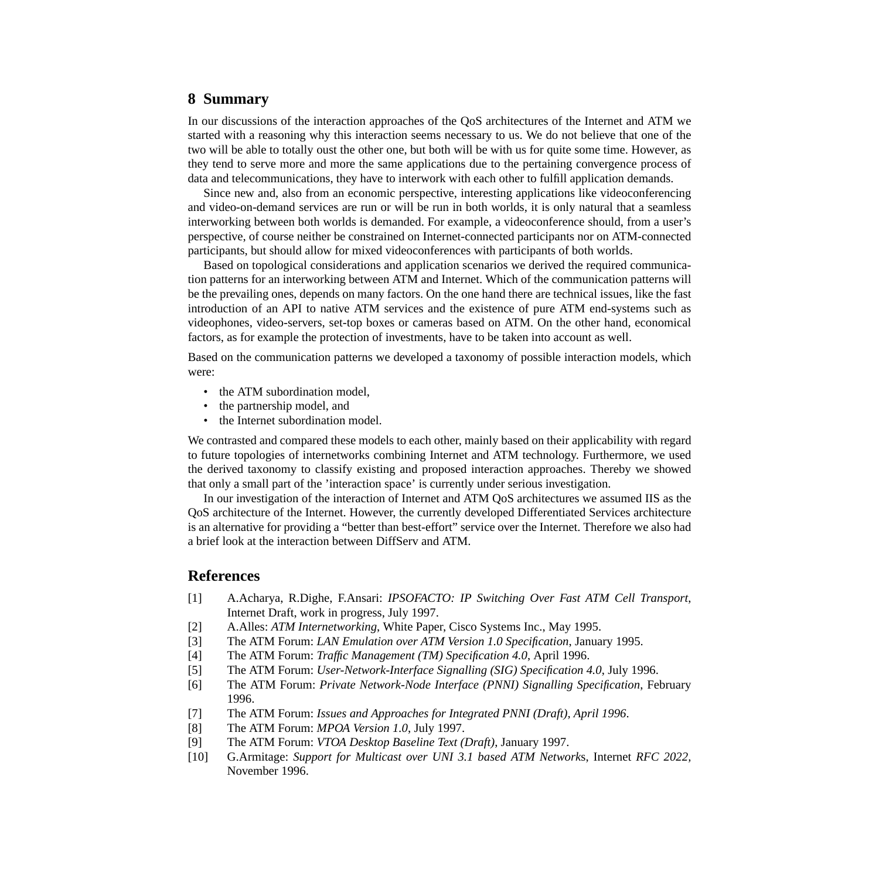## 8 Summary

In our discussions of the interaction approaches of the QoS architectures of the Internet and ATM we started with a reasoning why this interaction seems necessary to us. We do not believe that one of the two will be able to totally oust the other one, but both will be with us for quite some time. However, as they tend to serve more and more the same applications due to the pertaining convergence process of data and telecommunications, they have to interwork with each other to fulfill application demands.

Since new and, also from an economic perspective, interesting applications like videoconferencing and video-on-demand services are run or will be run in both worlds, it is only natural that a seamless interworking between both worlds is demanded. For example, a videoconference should, from a user's perspective, of course neither be constrained on Internet-connected participants nor on ATM-connected participants, but should allow for mixed videoconferences with participants of both worlds.

Based on topological considerations and application scenarios we derived the required communication patterns for an interworking between ATM and Internet. Which of the communication patterns will be the prevailing ones, depends on many factors. On the one hand there are technical issues, like the fast introduction of an API to native ATM services and the existence of pure ATM end-systems such as videophones, video-servers, set-top boxes or cameras based on ATM. On the other hand, economical factors, as for example the protection of investments, have to be taken into account as well.

Based on the communication patterns we developed a taxonomy of possible interaction models, which were:

- the ATM subordination model,
- the partnership model, and
- the Internet subordination model.

We contrasted and compared these models to each other, mainly based on their applicability with regard to future topologies of internetworks combining Internet and ATM technology. Furthermore, we used the derived taxonomy to classify existing and proposed interaction approaches. Thereby we showed that only a small part of the 'interaction space' is currently under serious investigation.

In our investigation of the interaction of Internet and ATM QoS architectures we assumed IIS as the QoS architecture of the Internet. However, the currently developed Differentiated Services architecture is an alternative for providing a "better than best-effort" service over the Internet. Therefore we also had a brief look at the interaction between DiffServ and ATM.

## References

[1] A.Acharya, R.Dighe, F.Ansari: *IPSOFACTO: IP Switching Over Fast ATM Cell Transport*, Internet Draft, work in progress, July 1997.

[2] A.Alles: *ATM Internetworking*, White Paper, Cisco Systems Inc., May 1995.

[3] The ATM Forum: *LAN Emulation over ATM Version 1.0 Specification*, January 1995.

[4] The ATM Forum: *Traffic Management (TM) Specification 4.0*, April 1996.

[5] The ATM Forum: *User-Network-Interface Signalling (SIG) Specification 4.0*, July 1996.

[6] The ATM Forum: *Private Network-Node Interface (PNNI) Signalling Specification*, February 1996.

[7] The ATM Forum: *Issues and Approaches for Integrated PNNI (Draft), April 1996*.

[8] The ATM Forum: *MPOA Version 1.0*, July 1997.

[9] The ATM Forum: *VTOA Desktop Baseline Text (Draft)*, January 1997.

[10] G.Armitage: *Support for Multicast over UNI 3.1 based ATM Networks*, Internet *RFC 2022*, November 1996.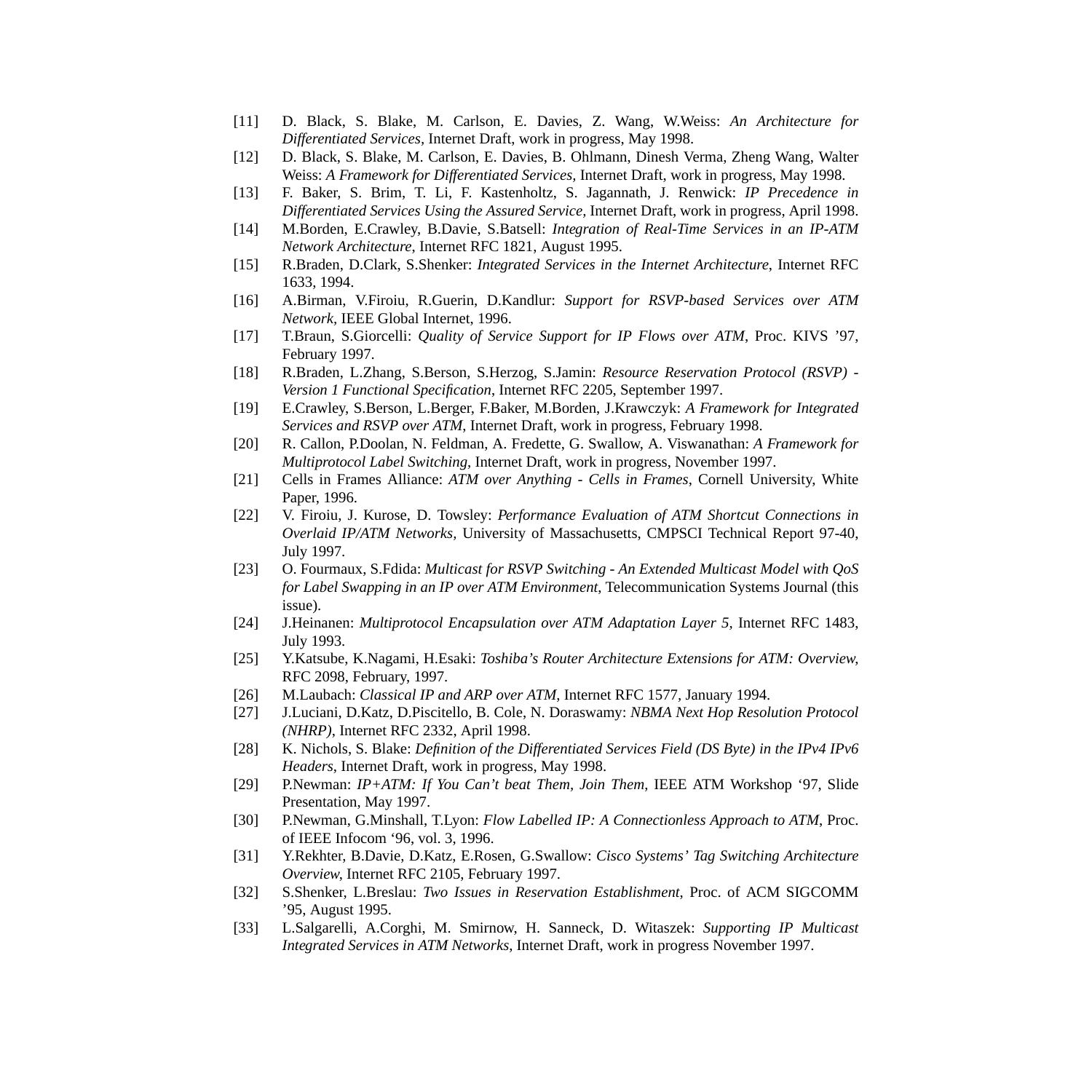[11] D. Black, S. Blake, M. Carlson, E. Davies, Z. Wang, W.Weiss: *An Architecture for Differentiated Services,* Internet Draft, work in progress, May 1998.

[12] D. Black, S. Blake, M. Carlson, E. Davies, B. Ohlmann, Dinesh Verma, Zheng Wang, Walter Weiss: *A Framework for Differentiated Services,* Internet Draft, work in progress, May 1998.

[13] F. Baker, S. Brim, T. Li, F. Kastenholtz, S. Jagannath, J. Renwick: *IP Precedence in Differentiated Services Using the Assured Service,* Internet Draft, work in progress, April 1998.

[14] M.Borden, E.Crawley, B.Davie, S.Batsell: *Integration of Real-Time Services in an IP-ATM Network Architecture*, Internet RFC 1821, August 1995.

[15] R.Braden, D.Clark, S.Shenker: *Integrated Services in the Internet Architecture*, Internet RFC 1633, 1994.

[16] A.Birman, V.Firoiu, R.Guerin, D.Kandlur: *Support for RSVP-based Services over ATM Network,* IEEE Global Internet, 1996.

[17] T.Braun, S.Giorcelli: *Quality of Service Support for IP Flows over ATM*, Proc. KIVS '97, February 1997.

[18] R.Braden, L.Zhang, S.Berson, S.Herzog, S.Jamin: *Resource Reservation Protocol (RSVP) - Version 1 Functional Specification*, Internet RFC 2205, September 1997.

[19] E.Crawley, S.Berson, L.Berger, F.Baker, M.Borden, J.Krawczyk: *A Framework for Integrated Services and RSVP over ATM*, Internet Draft, work in progress, February 1998.

[20] R. Callon, P.Doolan, N. Feldman, A. Fredette, G. Swallow, A. Viswanathan: *A Framework for Multiprotocol Label Switching*, Internet Draft, work in progress, November 1997.

[21] Cells in Frames Alliance: *ATM over Anything - Cells in Frames*, Cornell University, White Paper, 1996.

[22] V. Firoiu, J. Kurose, D. Towsley: *Performance Evaluation of ATM Shortcut Connections in Overlaid IP/ATM Networks,* University of Massachusetts, CMPSCI Technical Report 97-40, July 1997.

[23] O. Fourmaux, S.Fdida: *Multicast for RSVP Switching - An Extended Multicast Model with QoS for Label Swapping in an IP over ATM Environment*, Telecommunication Systems Journal (this issue).

[24] J.Heinanen: *Multiprotocol Encapsulation over ATM Adaptation Layer 5,* Internet RFC 1483, July 1993.

[25] Y.Katsube, K.Nagami, H.Esaki: *Toshiba's Router Architecture Extensions for ATM: Overview,* RFC 2098, February, 1997.

[26] M.Laubach: *Classical IP and ARP over ATM*, Internet RFC 1577, January 1994.

[27] J.Luciani, D.Katz, D.Piscitello, B. Cole, N. Doraswamy: *NBMA Next Hop Resolution Protocol (NHRP)*, Internet RFC 2332, April 1998.

[28] K. Nichols, S. Blake: *Definition of the Differentiated Services Field (DS Byte) in the IPv4 IPv6 Headers*, Internet Draft, work in progress, May 1998.

[29] P.Newman: *IP+ATM: If You Can't beat Them, Join Them*, IEEE ATM Workshop '97, Slide Presentation, May 1997.

[30] P.Newman, G.Minshall, T.Lyon: *Flow Labelled IP: A Connectionless Approach to ATM*, Proc. of IEEE Infocom '96, vol. 3, 1996.

[31] Y.Rekhter, B.Davie, D.Katz, E.Rosen, G.Swallow: *Cisco Systems' Tag Switching Architecture Overview*, Internet RFC 2105, February 1997.

[32] S.Shenker, L.Breslau: *Two Issues in Reservation Establishment*, Proc. of ACM SIGCOMM '95, August 1995.

[33] L.Salgarelli, A.Corghi, M. Smirnow, H. Sanneck, D. Witaszek: *Supporting IP Multicast Integrated Services in ATM Networks*, Internet Draft, work in progress November 1997.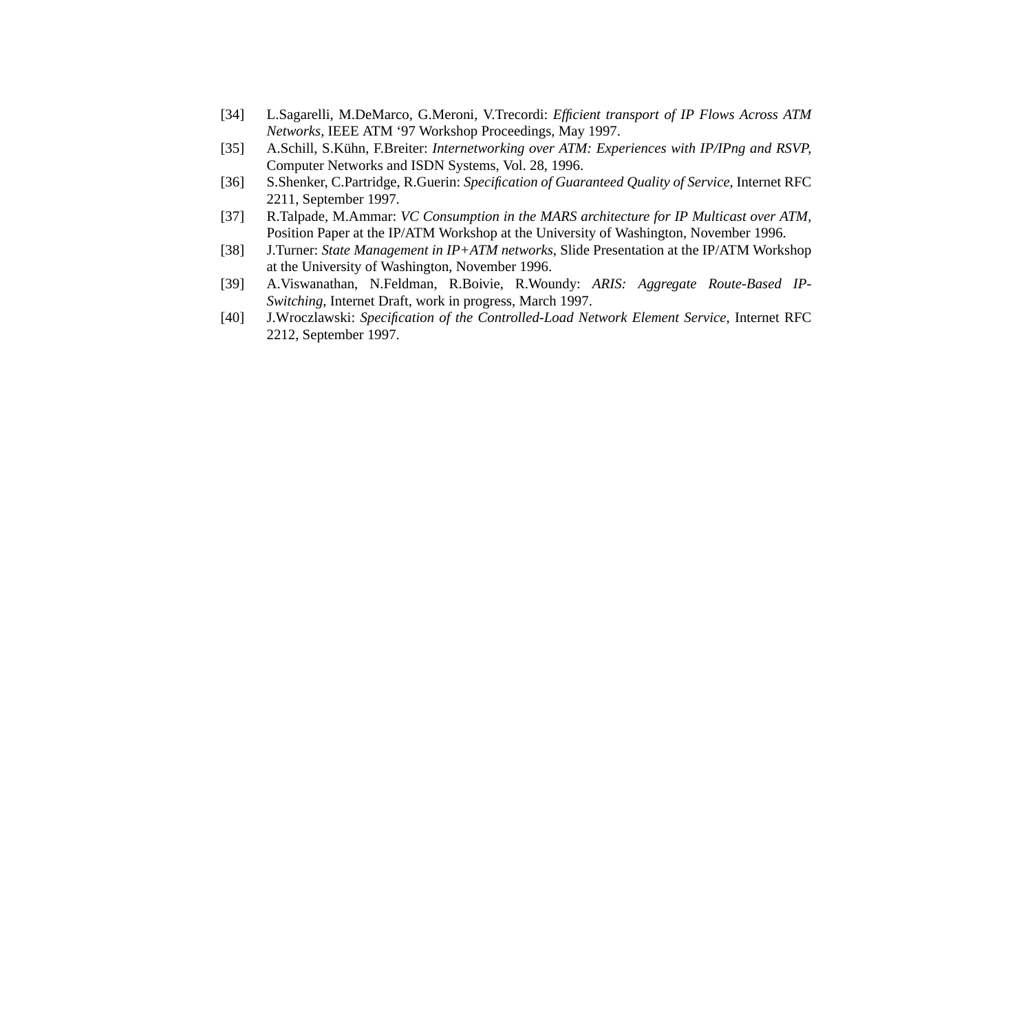[34] L.Sagarelli, M.DeMarco, G.Meroni, V.Trecordi: *Efficient transport of IP Flows Across ATM Networks*, IEEE ATM ‘97 Workshop Proceedings, May 1997.

[35] A.Schill, S.Kühn, F.Breiter: *Internetworking over ATM: Experiences with IP/IPng and RSVP*, Computer Networks and ISDN Systems, Vol. 28, 1996.

[36] S.Shenker, C.Partridge, R.Guerin: *Specification of Guaranteed Quality of Service*, Internet RFC 2211, September 1997.

[37] R.Talpade, M.Ammar: *VC Consumption in the MARS architecture for IP Multicast over ATM*, Position Paper at the IP/ATM Workshop at the University of Washington, November 1996.

[38] J.Turner: *State Management in IP+ATM networks*, Slide Presentation at the IP/ATM Workshop at the University of Washington, November 1996.

[39] A.Viswanathan, N.Feldman, R.Boivie, R.Woundy: *ARIS: Aggregate Route-Based IP-Switching*, Internet Draft, work in progress, March 1997.

[40] J.Wroczlawski: *Specification of the Controlled-Load Network Element Service*, Internet RFC 2212, September 1997.